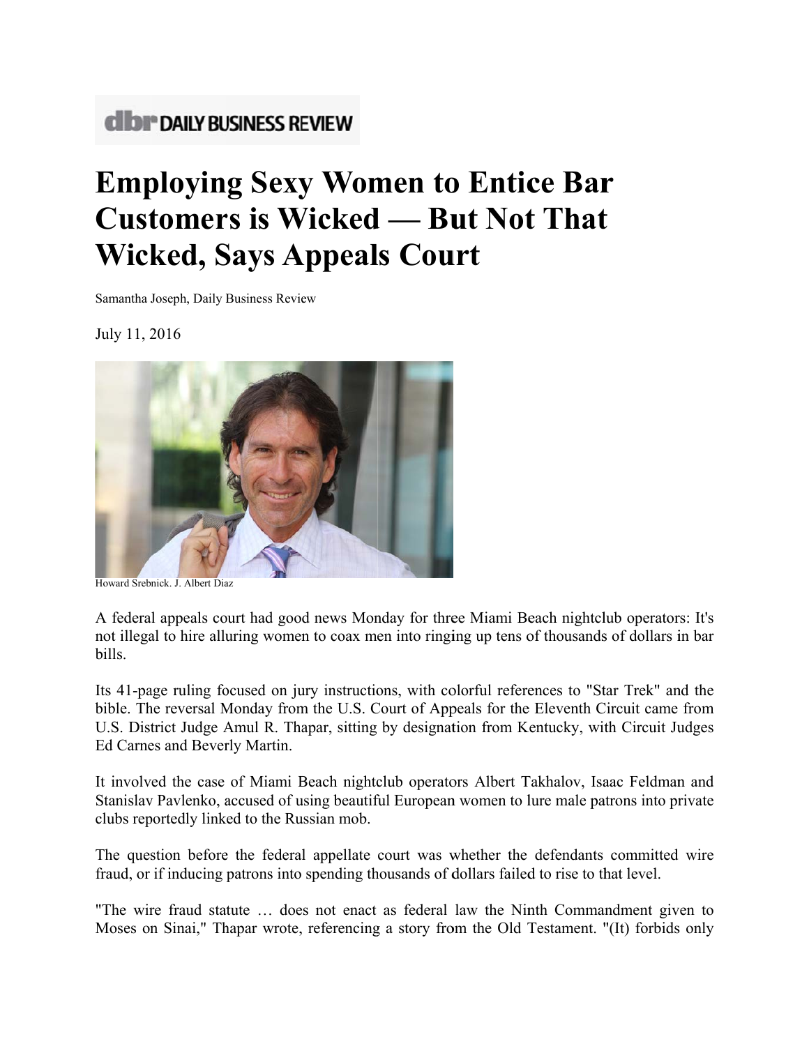dbr DAILY BUSINESS REVIEW

# Employing Sexy Women to Entice Bar Customers is Wicked — But Not That Wicked, Says Appeals Court

Samantha Joseph, Daily Business Review

July 11, 2016

Howard Srebnick. J. Albert Diaz

A federal appeals court had good news Monday for three Miami Beach nightclub operators: It's not illegal to hire alluring women to coax men into ringing up tens of thousands of dollars in bar bills.

Its 41-page ruling focused on jury instructions, with colorful references to "Star Trek" and the bible. The reversal Monday from the U.S. Court of Appeals for the Eleventh Circuit came from U.S. District Judge Amul R. Thapar, sitting by designation from Kentucky, with Circuit Judges Ed Carnes and Beverly Martin.

It involved the case of Miami Beach nightclub operators Albert Takhalov, Isaac Feldman and Stanislav Pavlenko, accused of using beautiful European women to lure male patrons into private clubs reportedly linked to the Russian mob.

The question before the federal appellate court was whether the defendants committed wire fraud, or if inducing patrons into spending thousands of dollars failed to rise to that level.

"The wire fraud statute … does not enact as federal law the Ninth Commandment given to Moses on Sinai," Thapar wrote, referencing a story from the Old Testament. "(It) forbids only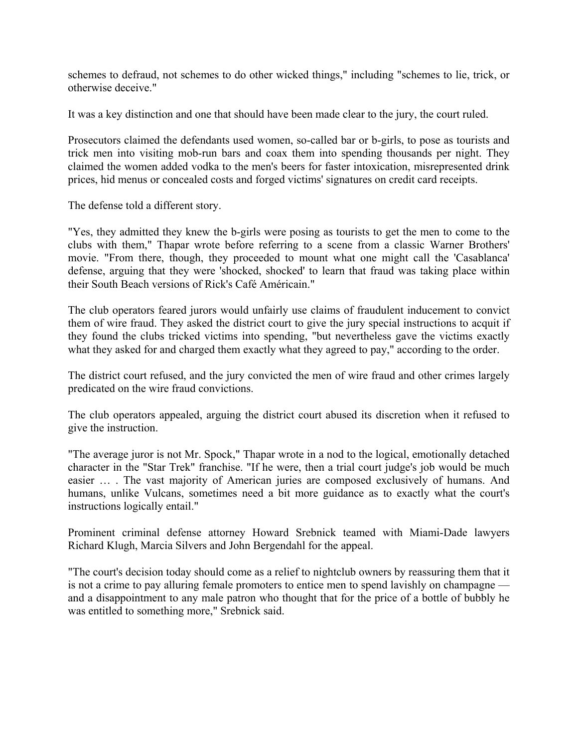schemes to defraud, not schemes to do other wicked things," including "schemes to lie, trick, or otherwise deceive."

It was a key distinction and one that should have been made clear to the jury, the court ruled.

Prosecutors claimed the defendants used women, so-called bar or b-girls, to pose as tourists and trick men into visiting mob-run bars and coax them into spending thousands per night. They claimed the women added vodka to the men's beers for faster intoxication, misrepresented drink prices, hid menus or concealed costs and forged victims' signatures on credit card receipts.

The defense told a different story.

"Yes, they admitted they knew the b-girls were posing as tourists to get the men to come to the clubs with them," Thapar wrote before referring to a scene from a classic Warner Brothers' movie. "From there, though, they proceeded to mount what one might call the 'Casablanca' defense, arguing that they were 'shocked, shocked' to learn that fraud was taking place within their South Beach versions of Rick's Café Américain."

The club operators feared jurors would unfairly use claims of fraudulent inducement to convict them of wire fraud. They asked the district court to give the jury special instructions to acquit if they found the clubs tricked victims into spending, "but nevertheless gave the victims exactly what they asked for and charged them exactly what they agreed to pay," according to the order.

The district court refused, and the jury convicted the men of wire fraud and other crimes largely predicated on the wire fraud convictions.

The club operators appealed, arguing the district court abused its discretion when it refused to give the instruction.

"The average juror is not Mr. Spock," Thapar wrote in a nod to the logical, emotionally detached character in the "Star Trek" franchise. "If he were, then a trial court judge's job would be much easier … . The vast majority of American juries are composed exclusively of humans. And humans, unlike Vulcans, sometimes need a bit more guidance as to exactly what the court's instructions logically entail."

Prominent criminal defense attorney Howard Srebnick teamed with Miami-Dade lawyers Richard Klugh, Marcia Silvers and John Bergendahl for the appeal.

"The court's decision today should come as a relief to nightclub owners by reassuring them that it is not a crime to pay alluring female promoters to entice men to spend lavishly on champagne — and a disappointment to any male patron who thought that for the price of a bottle of bubbly he was entitled to something more," Srebnick said.